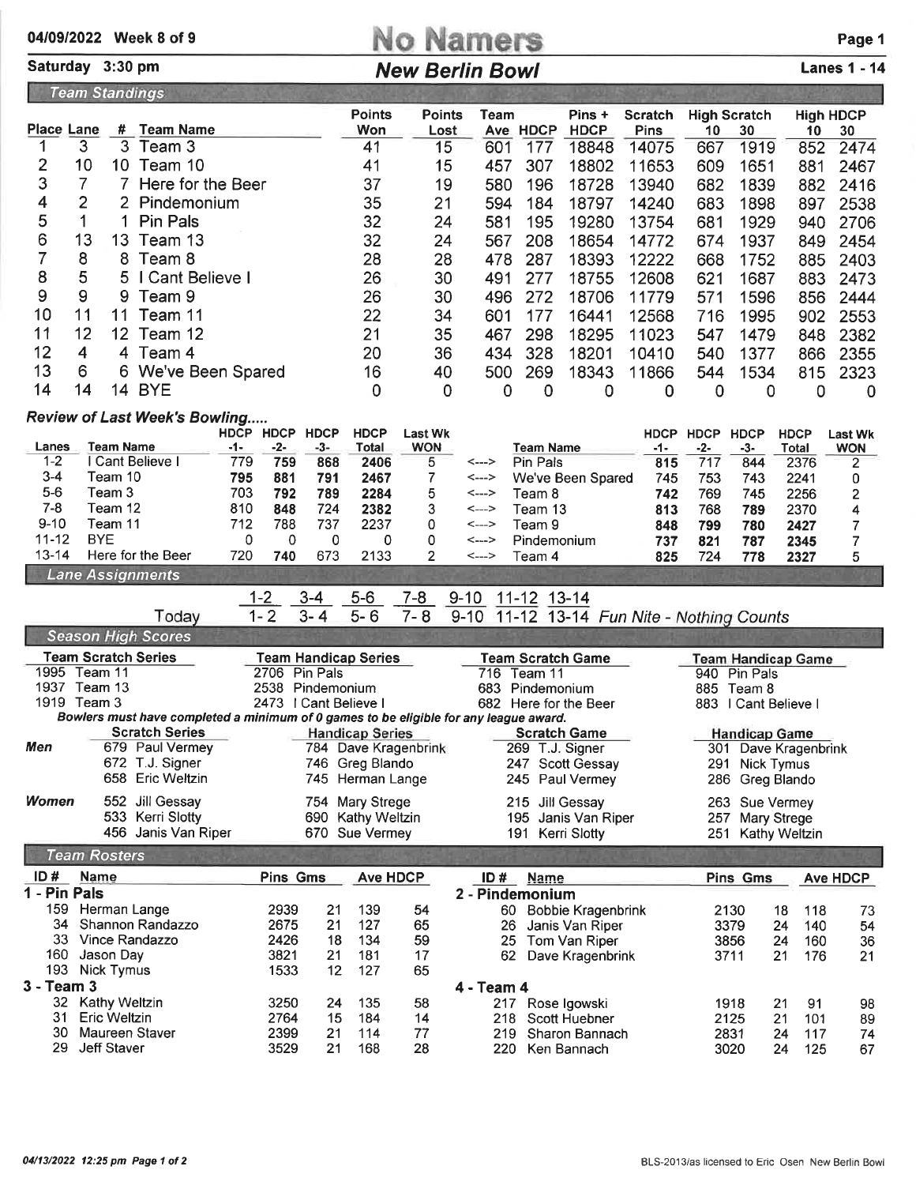04/09/2022 Week 8 of 9

# No Namers

Saturday 3:30 pm

## New Berlin Bowl

Lanes 1 - 14

### Team Standings

| Place | Lane | # | Team Name | Points Won | Points Lost | Team Ave | HDCP | Pins + HDCP | Scratch Pins | High Scratch 10 | High Scratch 30 | High HDCP 10 | High HDCP 30 |
|---|---|---|---|---|---|---|---|---|---|---|---|---|---|
| 1 | 3 | 3 | Team 3 | 41 | 15 | 601 | 177 | 18848 | 14075 | 667 | 1919 | 852 | 2474 |
| 2 | 10 | 10 | Team 10 | 41 | 15 | 457 | 307 | 18802 | 11653 | 609 | 1651 | 881 | 2467 |
| 3 | 7 | 7 | Here for the Beer | 37 | 19 | 580 | 196 | 18728 | 13940 | 682 | 1839 | 882 | 2416 |
| 4 | 2 | 2 | Pindemonium | 35 | 21 | 594 | 184 | 18797 | 14240 | 683 | 1898 | 897 | 2538 |
| 5 | 1 | 1 | Pin Pals | 32 | 24 | 581 | 195 | 19280 | 13754 | 681 | 1929 | 940 | 2706 |
| 6 | 13 | 13 | Team 13 | 32 | 24 | 567 | 208 | 18654 | 14772 | 674 | 1937 | 849 | 2454 |
| 7 | 8 | 8 | Team 8 | 28 | 28 | 478 | 287 | 18393 | 12222 | 668 | 1752 | 885 | 2403 |
| 8 | 5 | 5 | I Cant Believe I | 26 | 30 | 491 | 277 | 18755 | 12608 | 621 | 1687 | 883 | 2473 |
| 9 | 9 | 9 | Team 9 | 26 | 30 | 496 | 272 | 18706 | 11779 | 571 | 1596 | 856 | 2444 |
| 10 | 11 | 11 | Team 11 | 22 | 34 | 601 | 177 | 16441 | 12568 | 716 | 1995 | 902 | 2553 |
| 11 | 12 | 12 | Team 12 | 21 | 35 | 467 | 298 | 18295 | 11023 | 547 | 1479 | 848 | 2382 |
| 12 | 4 | 4 | Team 4 | 20 | 36 | 434 | 328 | 18201 | 10410 | 540 | 1377 | 866 | 2355 |
| 13 | 6 | 6 | We've Been Spared | 16 | 40 | 500 | 269 | 18343 | 11866 | 544 | 1534 | 815 | 2323 |
| 14 | 14 | 14 | BYE | 0 | 0 | 0 | 0 | 0 | 0 | 0 | 0 | 0 | 0 |

### Review of Last Week's Bowling.....

| Lanes | Team Name | HDCP -1- | HDCP -2- | HDCP -3- | HDCP Total | Last Wk WON | | Team Name | HDCP -1- | HDCP -2- | HDCP -3- | HDCP Total | Last Wk WON |
|---|---|---|---|---|---|---|---|---|---|---|---|---|---|
| 1-2 | I Cant Believe I | 779 | 759 | 868 | 2406 | 5 | <---> | Pin Pals | 815 | 717 | 844 | 2376 | 2 |
| 3-4 | Team 10 | 795 | 881 | 791 | 2467 | 7 | <---> | We've Been Spared | 745 | 753 | 743 | 2241 | 0 |
| 5-6 | Team 3 | 703 | 792 | 789 | 2284 | 5 | <---> | Team 8 | 742 | 769 | 745 | 2256 | 2 |
| 7-8 | Team 12 | 810 | 848 | 724 | 2382 | 3 | <---> | Team 13 | 813 | 768 | 789 | 2370 | 4 |
| 9-10 | Team 11 | 712 | 788 | 737 | 2237 | 0 | <---> | Team 9 | 848 | 799 | 780 | 2427 | 7 |
| 11-12 | BYE | 0 | 0 | 0 | 0 | 0 | <---> | Pindemonium | 737 | 821 | 787 | 2345 | 7 |
| 13-14 | Here for the Beer | 720 | 740 | 673 | 2133 | 2 | <---> | Team 4 | 825 | 724 | 778 | 2327 | 5 |

### Lane Assignments

| | 1-2 | 3-4 | 5-6 | 7-8 | 9-10 | 11-12 | 13-14 |
|---|---|---|---|---|---|---|---|
| Today | 1-2 | 3-4 | 5-6 | 7-8 | 9-10 | 11-12 | 13-14 Fun Nite - Nothing Counts |

### Season High Scores

| Team Scratch Series | Team Handicap Series | Team Scratch Game | Team Handicap Game |
|---|---|---|---|
| 1995 Team 11 | 2706 Pin Pals | 716 Team 11 | 940 Pin Pals |
| 1937 Team 13 | 2538 Pindemonium | 683 Pindemonium | 885 Team 8 |
| 1919 Team 3 | 2473 I Cant Believe I | 682 Here for the Beer | 883 I Cant Believe I |

*Bowlers must have completed a minimum of 0 games to be eligible for any league award.*

| | Scratch Series | Handicap Series | Scratch Game | Handicap Game |
|---|---|---|---|---|
| Men | 679 Paul Vermey | 784 Dave Kragenbrink | 269 T.J. Signer | 301 Dave Kragenbrink |
| | 672 T.J. Signer | 746 Greg Blando | 247 Scott Gessay | 291 Nick Tymus |
| | 658 Eric Weltzin | 745 Herman Lange | 245 Paul Vermey | 286 Greg Blando |
| Women | 552 Jill Gessay | 754 Mary Strege | 215 Jill Gessay | 263 Sue Vermey |
| | 533 Kerri Slotty | 690 Kathy Weltzin | 195 Janis Van Riper | 257 Mary Strege |
| | 456 Janis Van Riper | 670 Sue Vermey | 191 Kerri Slotty | 251 Kathy Weltzin |

### Team Rosters

| ID # | Name | Pins | Gms | Ave | HDCP |
|---|---|---|---|---|---|
| **1 - Pin Pals** | | | | | |
| 159 | Herman Lange | 2939 | 21 | 139 | 54 |
| 34 | Shannon Randazzo | 2675 | 21 | 127 | 65 |
| 33 | Vince Randazzo | 2426 | 18 | 134 | 59 |
| 160 | Jason Day | 3821 | 21 | 181 | 17 |
| 193 | Nick Tymus | 1533 | 12 | 127 | 65 |
| **3 - Team 3** | | | | | |
| 32 | Kathy Weltzin | 3250 | 24 | 135 | 58 |
| 31 | Eric Weltzin | 2764 | 15 | 184 | 14 |
| 30 | Maureen Staver | 2399 | 21 | 114 | 77 |
| 29 | Jeff Staver | 3529 | 21 | 168 | 28 |

| ID # | Name | Pins | Gms | Ave | HDCP |
|---|---|---|---|---|---|
| **2 - Pindemonium** | | | | | |
| 60 | Bobbie Kragenbrink | 2130 | 18 | 118 | 73 |
| 26 | Janis Van Riper | 3379 | 24 | 140 | 54 |
| 25 | Tom Van Riper | 3856 | 24 | 160 | 36 |
| 62 | Dave Kragenbrink | 3711 | 21 | 176 | 21 |
| **4 - Team 4** | | | | | |
| 217 | Rose Igowski | 1918 | 21 | 91 | 98 |
| 218 | Scott Huebner | 2125 | 21 | 101 | 89 |
| 219 | Sharon Bannach | 2831 | 24 | 117 | 74 |
| 220 | Ken Bannach | 3020 | 24 | 125 | 67 |

04/13/2022 12:25 pm Page 1 of 2

BLS-2013/as licensed to Eric Osen New Berlin Bowl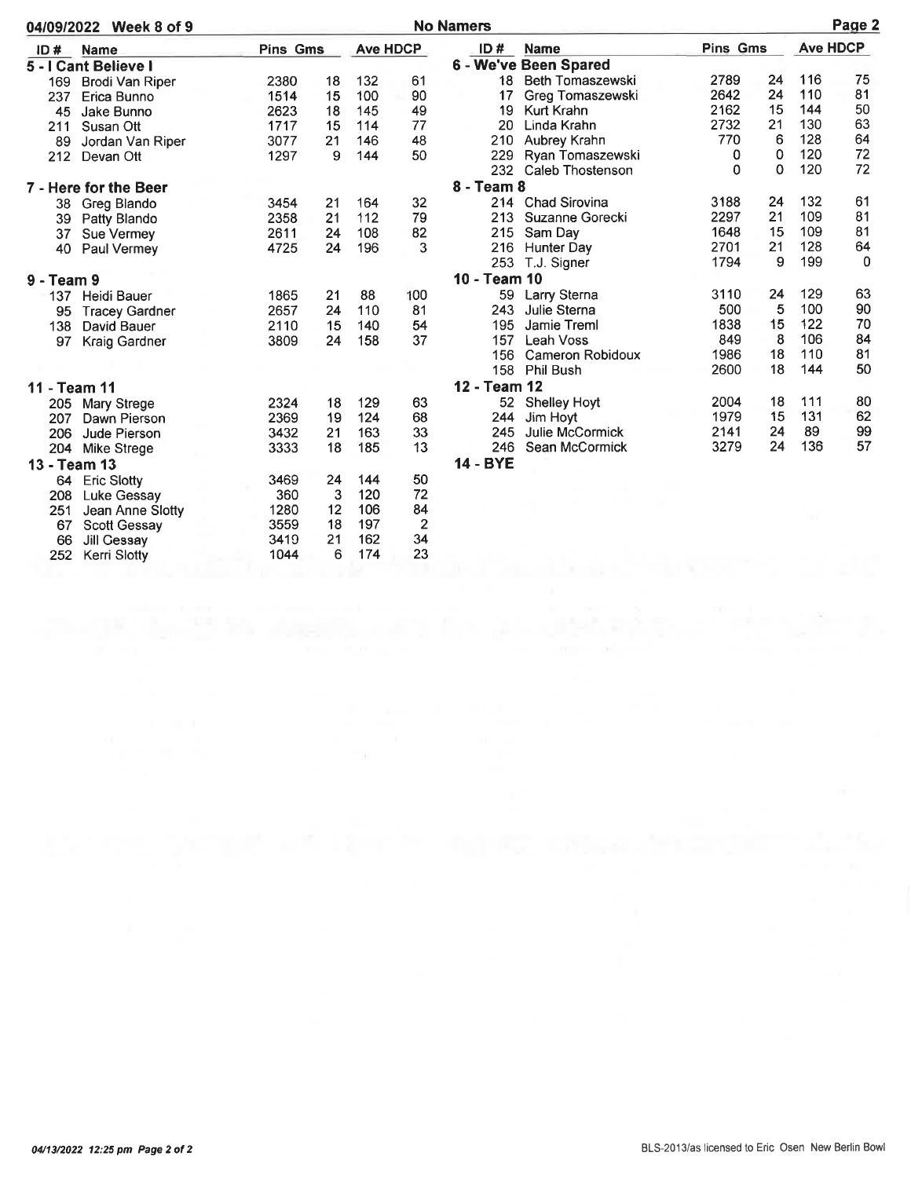# No Namers

04/09/2022 Week 8 of 9

| ID # | Name | Pins | Gms | Ave | HDCP |
|---|---|---|---|---|---|
| **5 - I Cant Believe I** | | | | | |
| 169 | Brodi Van Riper | 2380 | 18 | 132 | 61 |
| 237 | Erica Bunno | 1514 | 15 | 100 | 90 |
| 45 | Jake Bunno | 2623 | 18 | 145 | 49 |
| 211 | Susan Ott | 1717 | 15 | 114 | 77 |
| 89 | Jordan Van Riper | 3077 | 21 | 146 | 48 |
| 212 | Devan Ott | 1297 | 9 | 144 | 50 |
| **6 - We've Been Spared** | | | | | |
| 18 | Beth Tomaszewski | 2789 | 24 | 116 | 75 |
| 17 | Greg Tomaszewski | 2642 | 24 | 110 | 81 |
| 19 | Kurt Krahn | 2162 | 15 | 144 | 50 |
| 20 | Linda Krahn | 2732 | 21 | 130 | 63 |
| 210 | Aubrey Krahn | 770 | 6 | 128 | 64 |
| 229 | Ryan Tomaszewski | 0 | 0 | 120 | 72 |
| 232 | Caleb Thostenson | 0 | 0 | 120 | 72 |
| **7 - Here for the Beer** | | | | | |
| 38 | Greg Blando | 3454 | 21 | 164 | 32 |
| 39 | Patty Blando | 2358 | 21 | 112 | 79 |
| 37 | Sue Vermey | 2611 | 24 | 108 | 82 |
| 40 | Paul Vermey | 4725 | 24 | 196 | 3 |
| **8 - Team 8** | | | | | |
| 214 | Chad Sirovina | 3188 | 24 | 132 | 61 |
| 213 | Suzanne Gorecki | 2297 | 21 | 109 | 81 |
| 215 | Sam Day | 1648 | 15 | 109 | 81 |
| 216 | Hunter Day | 2701 | 21 | 128 | 64 |
| 253 | T.J. Signer | 1794 | 9 | 199 | 0 |
| **9 - Team 9** | | | | | |
| 137 | Heidi Bauer | 1865 | 21 | 88 | 100 |
| 95 | Tracey Gardner | 2657 | 24 | 110 | 81 |
| 138 | David Bauer | 2110 | 15 | 140 | 54 |
| 97 | Kraig Gardner | 3809 | 24 | 158 | 37 |
| **10 - Team 10** | | | | | |
| 59 | Larry Sterna | 3110 | 24 | 129 | 63 |
| 243 | Julie Sterna | 500 | 5 | 100 | 90 |
| 195 | Jamie Treml | 1838 | 15 | 122 | 70 |
| 157 | Leah Voss | 849 | 8 | 106 | 84 |
| 156 | Cameron Robidoux | 1986 | 18 | 110 | 81 |
| 158 | Phil Bush | 2600 | 18 | 144 | 50 |
| **11 - Team 11** | | | | | |
| 205 | Mary Strege | 2324 | 18 | 129 | 63 |
| 207 | Dawn Pierson | 2369 | 19 | 124 | 68 |
| 206 | Jude Pierson | 3432 | 21 | 163 | 33 |
| 204 | Mike Strege | 3333 | 18 | 185 | 13 |
| **12 - Team 12** | | | | | |
| 52 | Shelley Hoyt | 2004 | 18 | 111 | 80 |
| 244 | Jim Hoyt | 1979 | 15 | 131 | 62 |
| 245 | Julie McCormick | 2141 | 24 | 89 | 99 |
| 246 | Sean McCormick | 3279 | 24 | 136 | 57 |
| **13 - Team 13** | | | | | |
| 64 | Eric Slotty | 3469 | 24 | 144 | 50 |
| 208 | Luke Gessay | 360 | 3 | 120 | 72 |
| 251 | Jean Anne Slotty | 1280 | 12 | 106 | 84 |
| 67 | Scott Gessay | 3559 | 18 | 197 | 2 |
| 66 | Jill Gessay | 3419 | 21 | 162 | 34 |
| 252 | Kerri Slotty | 1044 | 6 | 174 | 23 |
| **14 - BYE** | | | | | |

04/13/2022 12:25 pm

BLS-2013/as licensed to Eric Osen New Berlin Bowl